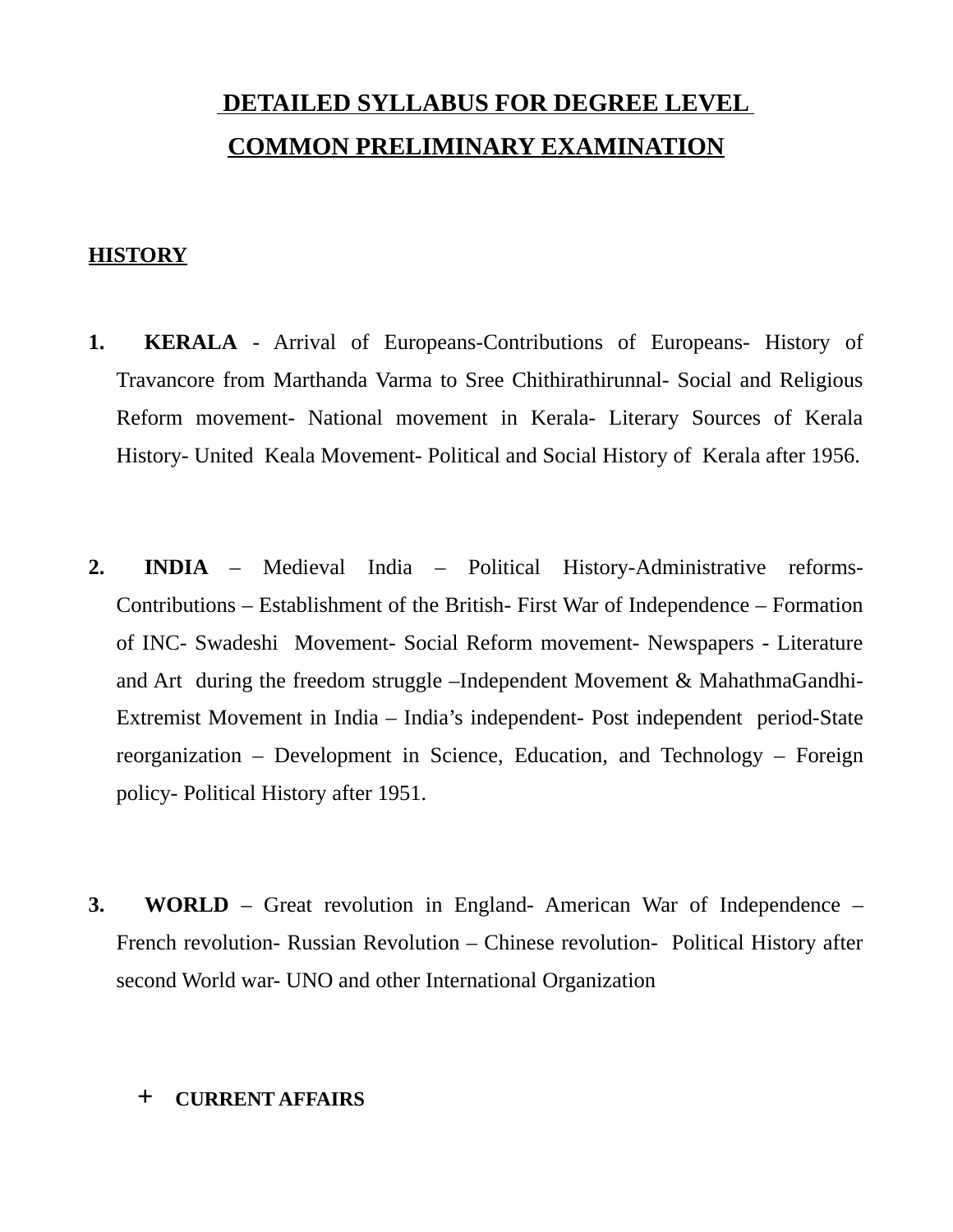# DETAILED SYLLABUS FOR DEGREE LEVEL COMMON PRELIMINARY EXAMINATION

## HISTORY

1. **KERALA** - Arrival of Europeans-Contributions of Europeans- History of Travancore from Marthanda Varma to Sree Chithirathirunnal- Social and Religious Reform movement- National movement in Kerala- Literary Sources of Kerala History- United Keala Movement- Political and Social History of Kerala after 1956.

2. **INDIA** – Medieval India – Political History-Administrative reforms-Contributions – Establishment of the British- First War of Independence – Formation of INC- Swadeshi Movement- Social Reform movement- Newspapers - Literature and Art during the freedom struggle –Independent Movement & MahathmaGandhi-Extremist Movement in India – India's independent- Post independent period-State reorganization – Development in Science, Education, and Technology – Foreign policy- Political History after 1951.

3. **WORLD** – Great revolution in England- American War of Independence – French revolution- Russian Revolution – Chinese revolution- Political History after second World war- UNO and other International Organization

+ **CURRENT AFFAIRS**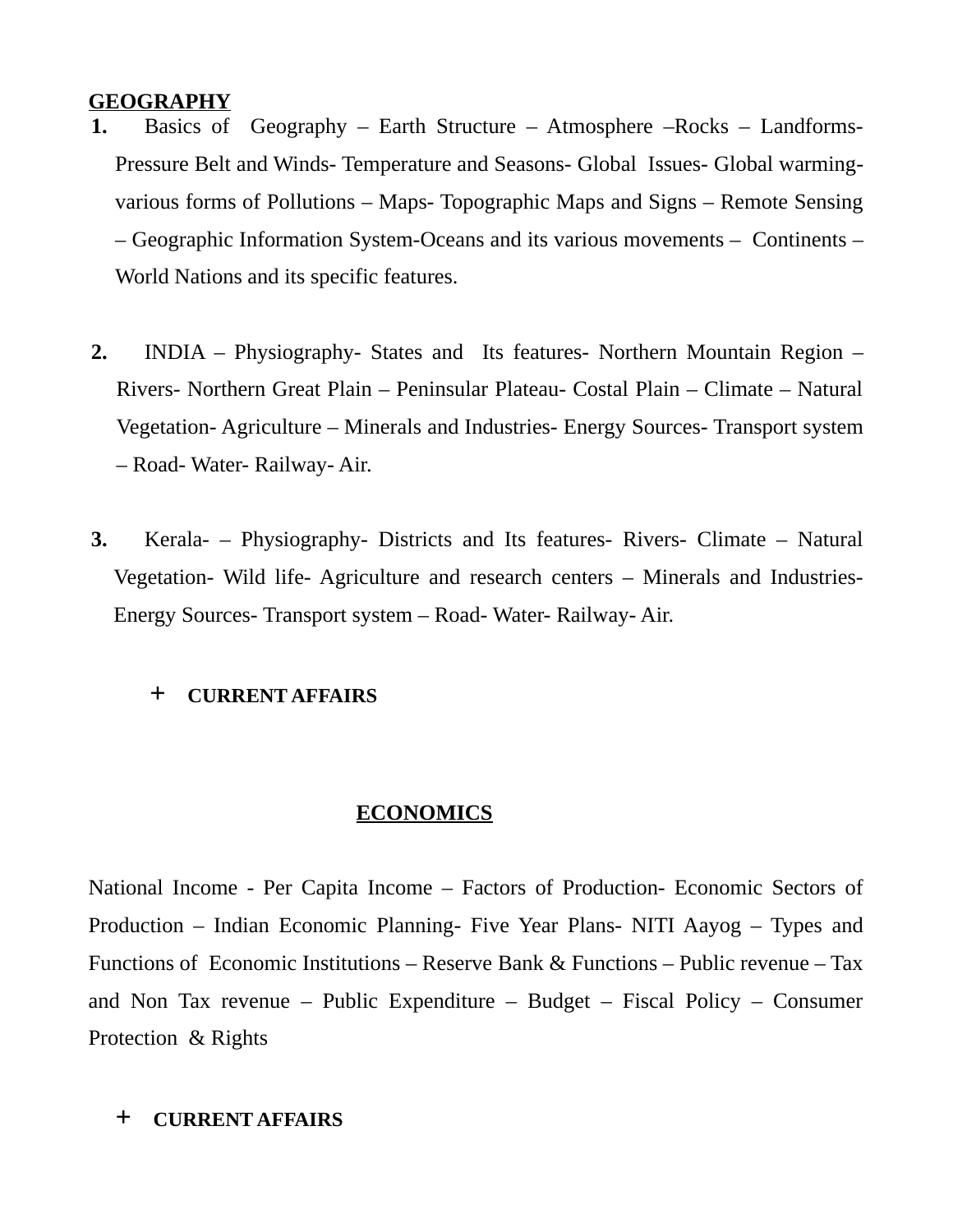## GEOGRAPHY

1. Basics of Geography – Earth Structure – Atmosphere –Rocks – Landforms- Pressure Belt and Winds- Temperature and Seasons- Global Issues- Global warming- various forms of Pollutions – Maps- Topographic Maps and Signs – Remote Sensing – Geographic Information System-Oceans and its various movements – Continents – World Nations and its specific features.

2. INDIA – Physiography- States and Its features- Northern Mountain Region – Rivers- Northern Great Plain – Peninsular Plateau- Costal Plain – Climate – Natural Vegetation- Agriculture – Minerals and Industries- Energy Sources- Transport system – Road- Water- Railway- Air.

3. Kerala- – Physiography- Districts and Its features- Rivers- Climate – Natural Vegetation- Wild life- Agriculture and research centers – Minerals and Industries- Energy Sources- Transport system – Road- Water- Railway- Air.

+ **CURRENT AFFAIRS**

## ECONOMICS

National Income - Per Capita Income – Factors of Production- Economic Sectors of Production – Indian Economic Planning- Five Year Plans- NITI Aayog – Types and Functions of Economic Institutions – Reserve Bank & Functions – Public revenue – Tax and Non Tax revenue – Public Expenditure – Budget – Fiscal Policy – Consumer Protection & Rights

+ **CURRENT AFFAIRS**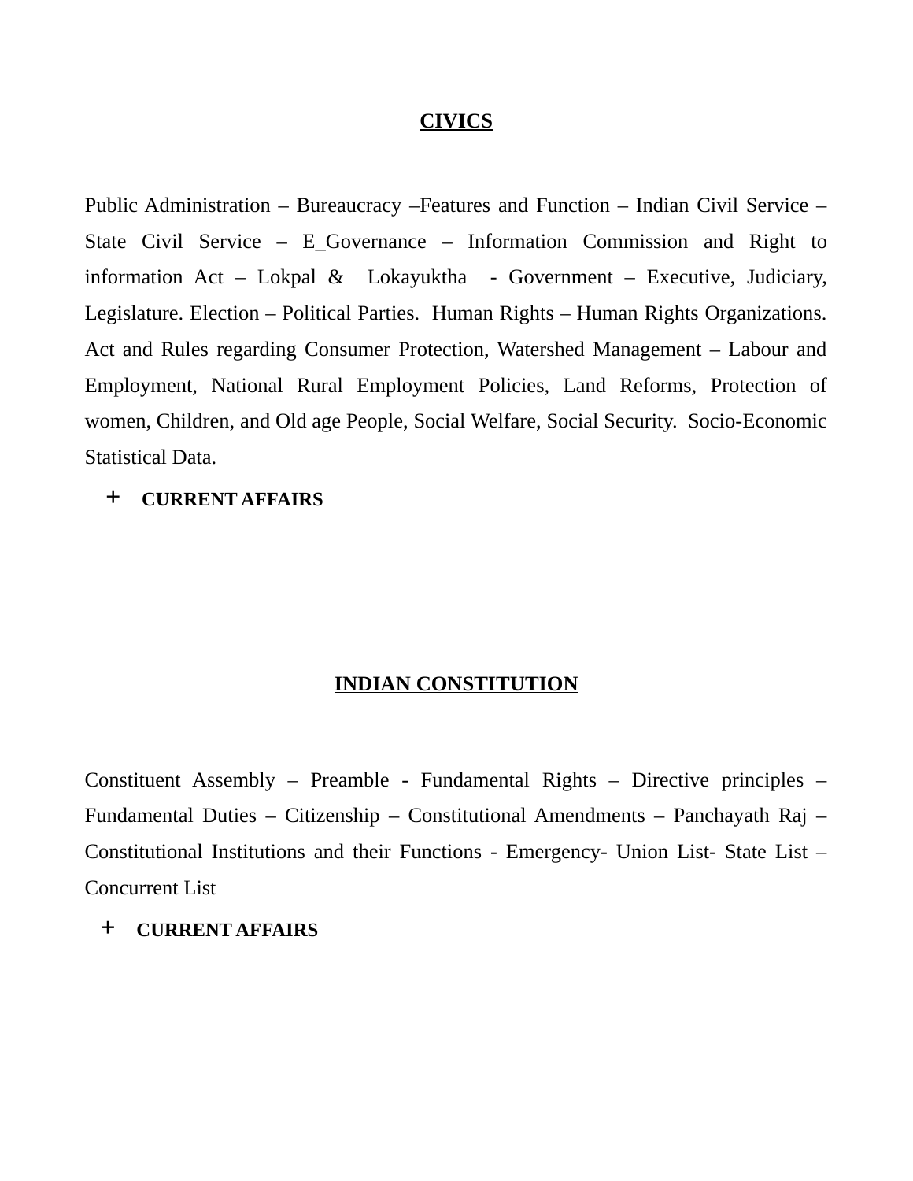## CIVICS

Public Administration – Bureaucracy –Features and Function – Indian Civil Service – State Civil Service – E_Governance – Information Commission and Right to information Act – Lokpal & Lokayuktha - Government – Executive, Judiciary, Legislature. Election – Political Parties. Human Rights – Human Rights Organizations. Act and Rules regarding Consumer Protection, Watershed Management – Labour and Employment, National Rural Employment Policies, Land Reforms, Protection of women, Children, and Old age People, Social Welfare, Social Security. Socio-Economic Statistical Data.

+ **CURRENT AFFAIRS**

## INDIAN CONSTITUTION

Constituent Assembly – Preamble - Fundamental Rights – Directive principles – Fundamental Duties – Citizenship – Constitutional Amendments – Panchayath Raj – Constitutional Institutions and their Functions - Emergency- Union List- State List – Concurrent List

+ **CURRENT AFFAIRS**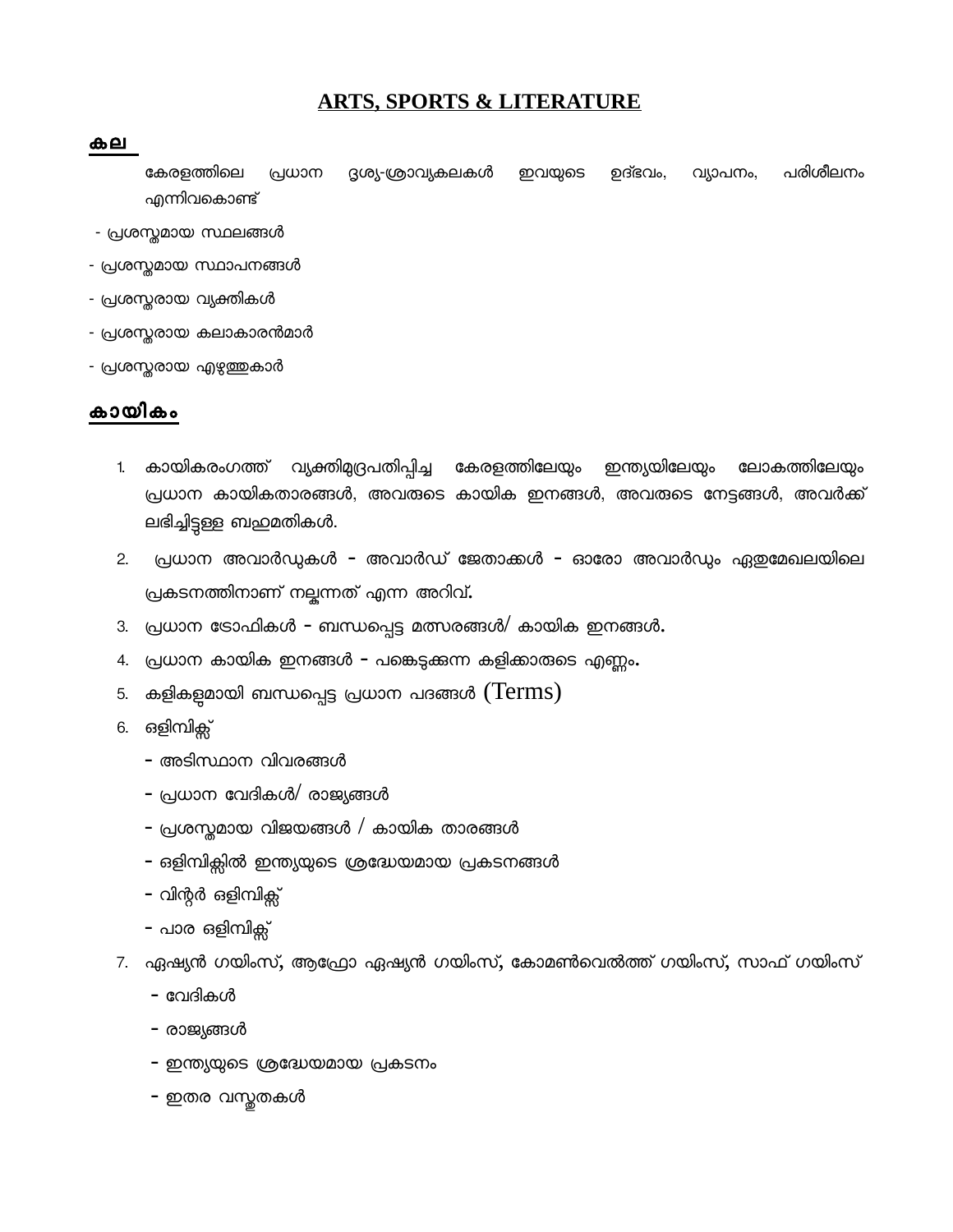# ARTS, SPORTS & LITERATURE

## കല

കേരളത്തിലെ പ്രധാന ദൃശ്യ-ശ്രാവ്യകലകൾ ഇവയുടെ ഉദ്ഭവം, വ്യാപനം, പരിശീലനം എന്നിവകൊണ്ട്

- പ്രശസ്തമായ സ്ഥലങ്ങൾ
- പ്രശസ്തമായ സ്ഥാപനങ്ങൾ
- പ്രശസ്തരായ വ്യക്തികൾ
- പ്രശസ്തരായ കലാകാരൻമാർ
- പ്രശസ്തരായ എഴുത്തുകാർ

## കായികം

1. കായികരംഗത്ത് വ്യക്തിമുദ്രപതിപ്പിച്ച കേരളത്തിലേയും ഇന്ത്യയിലേയും ലോകത്തിലേയും പ്രധാന കായികതാരങ്ങൾ, അവരുടെ കായിക ഇനങ്ങൾ, അവരുടെ നേട്ടങ്ങൾ, അവർക്ക് ലഭിച്ചിട്ടുള്ള ബഹുമതികൾ.
2. പ്രധാന അവാർഡുകൾ - അവാർഡ് ജേതാക്കൾ - ഓരോ അവാർഡും ഏതുമേഖലയിലെ പ്രകടനത്തിനാണ് നല്കുന്നത് എന്ന അറിവ്.
3. പ്രധാന ട്രോഫികൾ - ബന്ധപ്പെട്ട മത്സരങ്ങൾ/ കായിക ഇനങ്ങൾ.
4. പ്രധാന കായിക ഇനങ്ങൾ - പങ്കെടുക്കുന്ന കളിക്കാരുടെ എണ്ണം.
5. കളികളുമായി ബന്ധപ്പെട്ട പ്രധാന പദങ്ങൾ (Terms)
6. ഒളിമ്പിക്സ്
   - അടിസ്ഥാന വിവരങ്ങൾ
   - പ്രധാന വേദികൾ/ രാജ്യങ്ങൾ
   - പ്രശസ്തമായ വിജയങ്ങൾ / കായിക താരങ്ങൾ
   - ഒളിമ്പിക്സിൽ ഇന്ത്യയുടെ ശ്രദ്ധേയമായ പ്രകടനങ്ങൾ
   - വിന്റർ ഒളിമ്പിക്സ്
   - പാര ഒളിമ്പിക്സ്
7. ഏഷ്യൻ ഗയിംസ്, ആഫ്രോ ഏഷ്യൻ ഗയിംസ്, കോമൺവെൽത്ത് ഗയിംസ്, സാഫ് ഗയിംസ്
   - വേദികൾ
   - രാജ്യങ്ങൾ
   - ഇന്ത്യയുടെ ശ്രദ്ധേയമായ പ്രകടനം
   - ഇതര വസ്തുതകൾ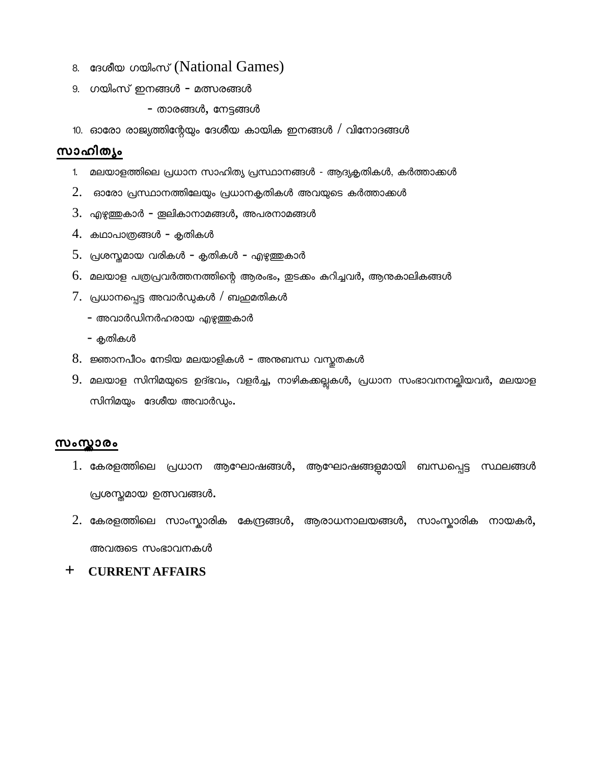8. ദേശീയ ഗയിംസ് (National Games)
9. ഗയിംസ് ഇനങ്ങൾ - മത്സരങ്ങൾ

   - താരങ്ങൾ, നേട്ടങ്ങൾ
10. ഓരോ രാജ്യത്തിന്റേയും ദേശീയ കായിക ഇനങ്ങൾ / വിനോദങ്ങൾ

## സാഹിത്യം

1. മലയാളത്തിലെ പ്രധാന സാഹിത്യ പ്രസ്ഥാനങ്ങൾ - ആദ്യകൃതികൾ, കർത്താക്കൾ
2. ഓരോ പ്രസ്ഥാനത്തിലേയും പ്രധാനകൃതികൾ അവയുടെ കർത്താക്കൾ
3. എഴുത്തുകാർ - തൂലികാനാമങ്ങൾ, അപരനാമങ്ങൾ
4. കഥാപാത്രങ്ങൾ - കൃതികൾ
5. പ്രശസ്തമായ വരികൾ - കൃതികൾ - എഴുത്തുകാർ
6. മലയാള പത്രപ്രവർത്തനത്തിന്റെ ആരംഭം, തുടക്കം കുറിച്ചവർ, ആനുകാലികങ്ങൾ
7. പ്രധാനപ്പെട്ട അവാർഡുകൾ / ബഹുമതികൾ

   - അവാർഡിനർഹരായ എഴുത്തുകാർ
   - കൃതികൾ
8. ജ്ഞാനപീഠം നേടിയ മലയാളികൾ - അനുബന്ധ വസ്തുതകൾ
9. മലയാള സിനിമയുടെ ഉദ്ഭവം, വളർച്ച, നാഴികക്കല്ലുകൾ, പ്രധാന സംഭാവനനല്കിയവർ, മലയാള സിനിമയും ദേശീയ അവാർഡും.

## സംസ്കാരം

1. കേരളത്തിലെ പ്രധാന ആഘോഷങ്ങൾ, ആഘോഷങ്ങളുമായി ബന്ധപ്പെട്ട സ്ഥലങ്ങൾ പ്രശസ്തമായ ഉത്സവങ്ങൾ.
2. കേരളത്തിലെ സാംസ്കാരിക കേന്ദ്രങ്ങൾ, ആരാധനാലയങ്ങൾ, സാംസ്കാരിക നായകർ, അവരുടെ സംഭാവനകൾ

\+ **CURRENT AFFAIRS**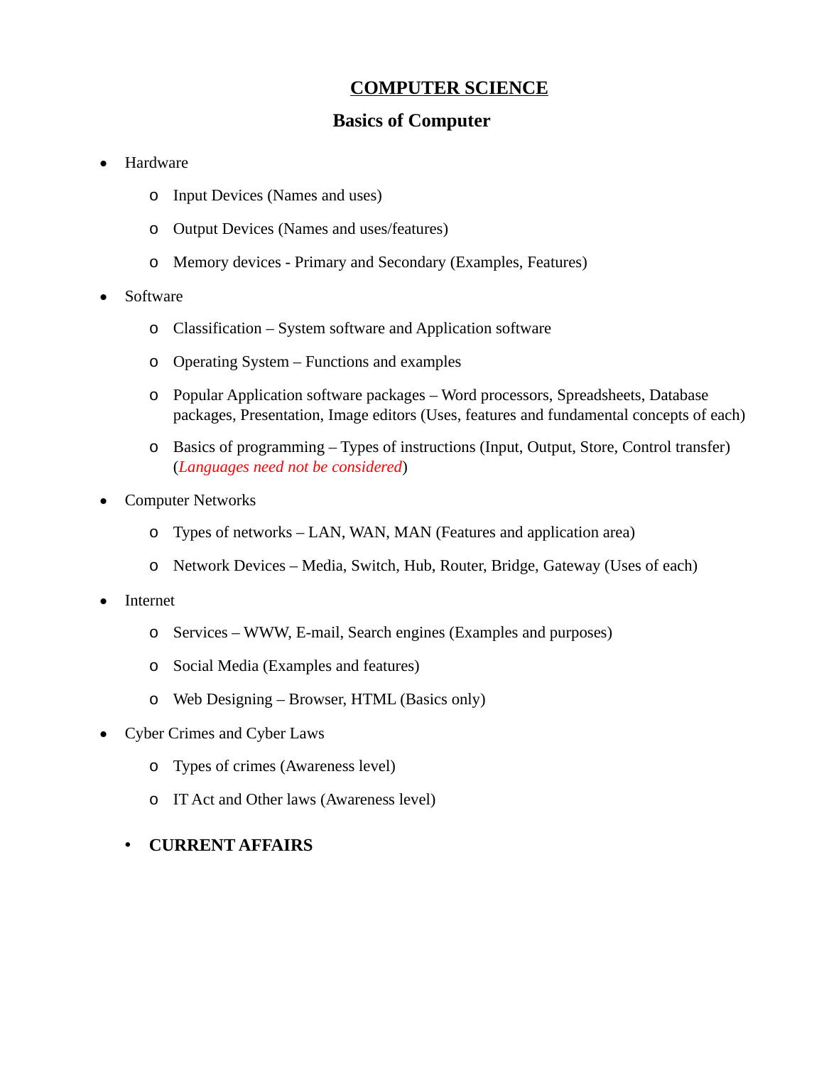# COMPUTER SCIENCE

## Basics of Computer

- Hardware
  - Input Devices (Names and uses)
  - Output Devices (Names and uses/features)
  - Memory devices - Primary and Secondary (Examples, Features)
- Software
  - Classification – System software and Application software
  - Operating System – Functions and examples
  - Popular Application software packages – Word processors, Spreadsheets, Database packages, Presentation, Image editors (Uses, features and fundamental concepts of each)
  - Basics of programming – Types of instructions (Input, Output, Store, Control transfer) (*Languages need not be considered*)
- Computer Networks
  - Types of networks – LAN, WAN, MAN (Features and application area)
  - Network Devices – Media, Switch, Hub, Router, Bridge, Gateway (Uses of each)
- Internet
  - Services – WWW, E-mail, Search engines (Examples and purposes)
  - Social Media (Examples and features)
  - Web Designing – Browser, HTML (Basics only)
- Cyber Crimes and Cyber Laws
  - Types of crimes (Awareness level)
  - IT Act and Other laws (Awareness level)

- **CURRENT AFFAIRS**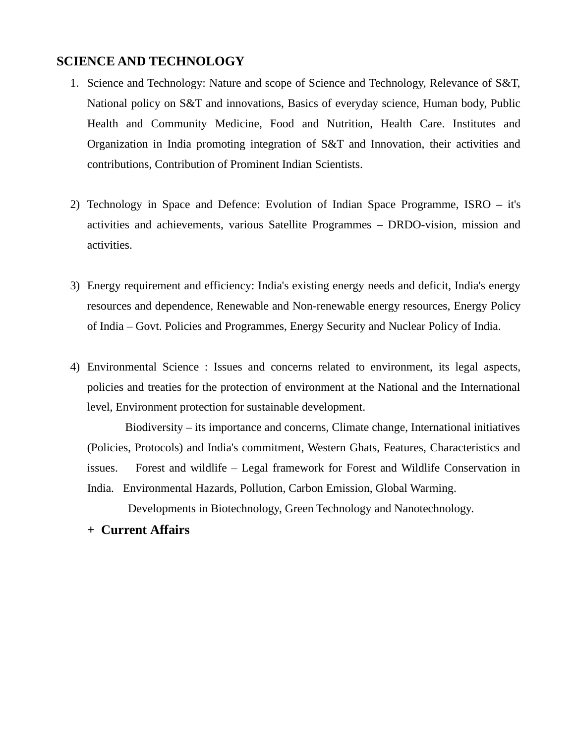## SCIENCE AND TECHNOLOGY

1. Science and Technology: Nature and scope of Science and Technology, Relevance of S&T, National policy on S&T and innovations, Basics of everyday science, Human body, Public Health and Community Medicine, Food and Nutrition, Health Care. Institutes and Organization in India promoting integration of S&T and Innovation, their activities and contributions, Contribution of Prominent Indian Scientists.

2) Technology in Space and Defence: Evolution of Indian Space Programme, ISRO – it's activities and achievements, various Satellite Programmes – DRDO-vision, mission and activities.

3) Energy requirement and efficiency: India's existing energy needs and deficit, India's energy resources and dependence, Renewable and Non-renewable energy resources, Energy Policy of India – Govt. Policies and Programmes, Energy Security and Nuclear Policy of India.

4) Environmental Science : Issues and concerns related to environment, its legal aspects, policies and treaties for the protection of environment at the National and the International level, Environment protection for sustainable development.

   Biodiversity – its importance and concerns, Climate change, International initiatives (Policies, Protocols) and India's commitment, Western Ghats, Features, Characteristics and issues. Forest and wildlife – Legal framework for Forest and Wildlife Conservation in India. Environmental Hazards, Pollution, Carbon Emission, Global Warming.

   Developments in Biotechnology, Green Technology and Nanotechnology.

   **+ Current Affairs**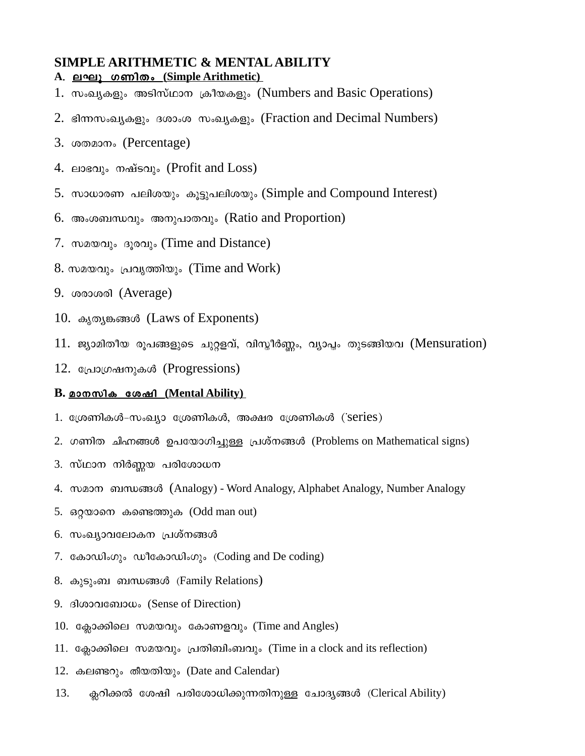## SIMPLE ARITHMETIC & MENTAL ABILITY

**A. ലഘു ഗണിതം (Simple Arithmetic)**

1. സംഖ്യകളും അടിസ്ഥാന ക്രീയകളും (Numbers and Basic Operations)
2. ഭിന്നസംഖ്യകളും ദശാംശ സംഖ്യകളും (Fraction and Decimal Numbers)
3. ശതമാനം (Percentage)
4. ലാഭവും നഷ്ടവും (Profit and Loss)
5. സാധാരണ പലിശയും കൂട്ടുപലിശയും (Simple and Compound Interest)
6. അംശബന്ധവും അനുപാതവും (Ratio and Proportion)
7. സമയവും ദൂരവും (Time and Distance)
8. സമയവും പ്രവൃത്തിയും (Time and Work)
9. ശരാശരി (Average)
10. കൃത്യങ്കങ്ങൾ (Laws of Exponents)
11. ജ്യാമിതീയ രൂപങ്ങളുടെ ചുറ്റളവ്, വിസ്തീർണ്ണം, വ്യാപ്തം തുടങ്ങിയവ (Mensuration)
12. പ്രോഗ്രഷനുകൾ (Progressions)

**B. മാനസിക ശേഷി (Mental Ability)**

1. ശ്രേണികൾ-സംഖ്യാ ശ്രേണികൾ, അക്ഷര ശ്രേണികൾ (series)
2. ഗണിത ചിഹ്നങ്ങൾ ഉപയോഗിച്ചുള്ള പ്രശ്നങ്ങൾ (Problems on Mathematical signs)
3. സ്ഥാന നിർണ്ണയ പരിശോധന
4. സമാന ബന്ധങ്ങൾ (Analogy) - Word Analogy, Alphabet Analogy, Number Analogy
5. ഒറ്റയാനെ കണ്ടെത്തുക (Odd man out)
6. സംഖ്യാവലോകന പ്രശ്നങ്ങൾ
7. കോഡിംഗും ഡീകോഡിംഗും (Coding and De coding)
8. കുടുംബ ബന്ധങ്ങൾ (Family Relations)
9. ദിശാവബോധം (Sense of Direction)
10. ക്ലോക്കിലെ സമയവും കോണളവും (Time and Angles)
11. ക്ലോക്കിലെ സമയവും പ്രതിബിംബവും (Time in a clock and its reflection)
12. കലണ്ടറും തീയതിയും (Date and Calendar)
13. ക്ലറിക്കൽ ശേഷി പരിശോധിക്കുന്നതിനുള്ള ചോദ്യങ്ങൾ (Clerical Ability)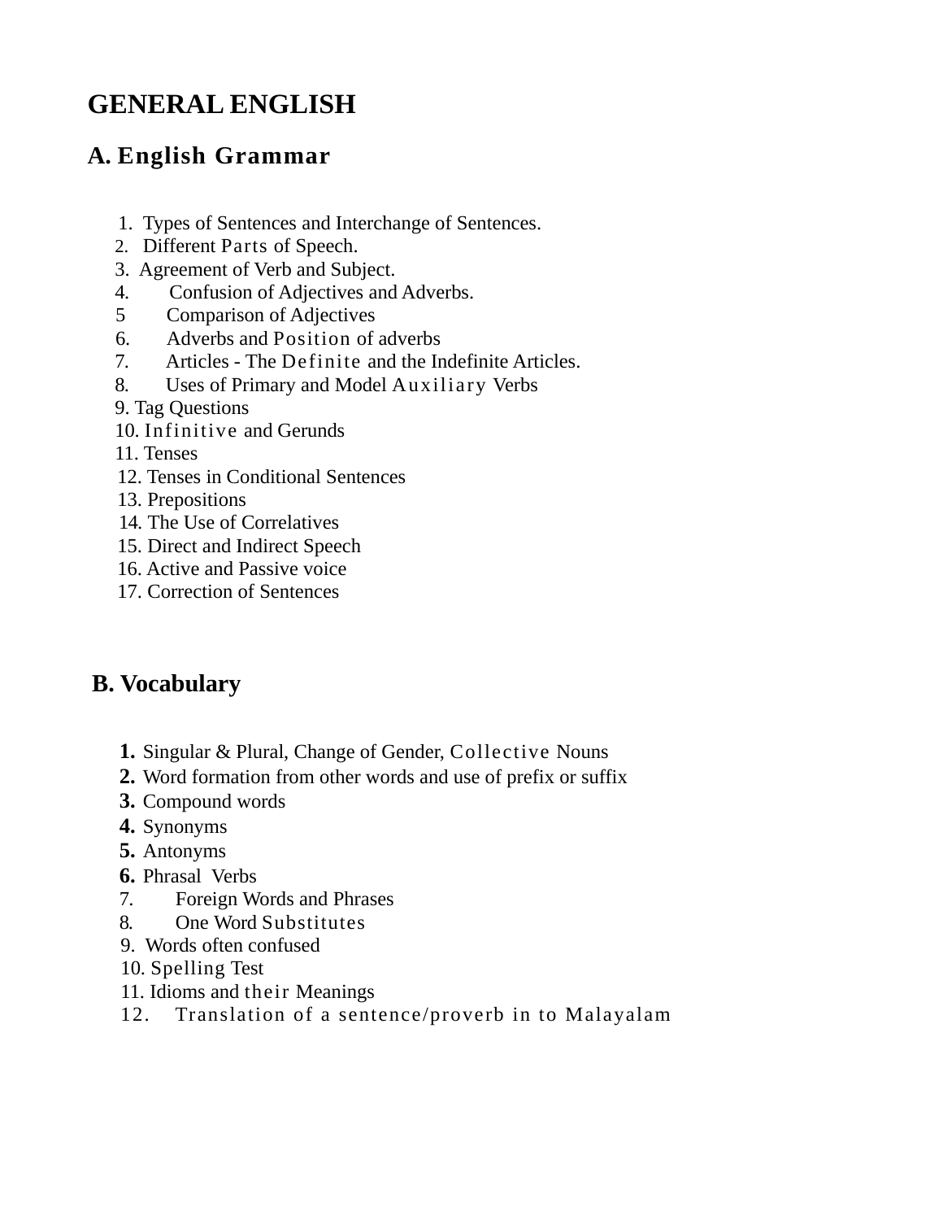# GENERAL ENGLISH

## A. English Grammar

1. Types of Sentences and Interchange of Sentences.
2. Different Parts of Speech.
3. Agreement of Verb and Subject.
4. Confusion of Adjectives and Adverbs.
5. Comparison of Adjectives
6. Adverbs and Position of adverbs
7. Articles - The Definite and the Indefinite Articles.
8. Uses of Primary and Model Auxiliary Verbs
9. Tag Questions
10. Infinitive and Gerunds
11. Tenses
12. Tenses in Conditional Sentences
13. Prepositions
14. The Use of Correlatives
15. Direct and Indirect Speech
16. Active and Passive voice
17. Correction of Sentences

## B. Vocabulary

1. Singular & Plural, Change of Gender, Collective Nouns
2. Word formation from other words and use of prefix or suffix
3. Compound words
4. Synonyms
5. Antonyms
6. Phrasal Verbs
7. Foreign Words and Phrases
8. One Word Substitutes
9. Words often confused
10. Spelling Test
11. Idioms and their Meanings
12. Translation of a sentence/proverb in to Malayalam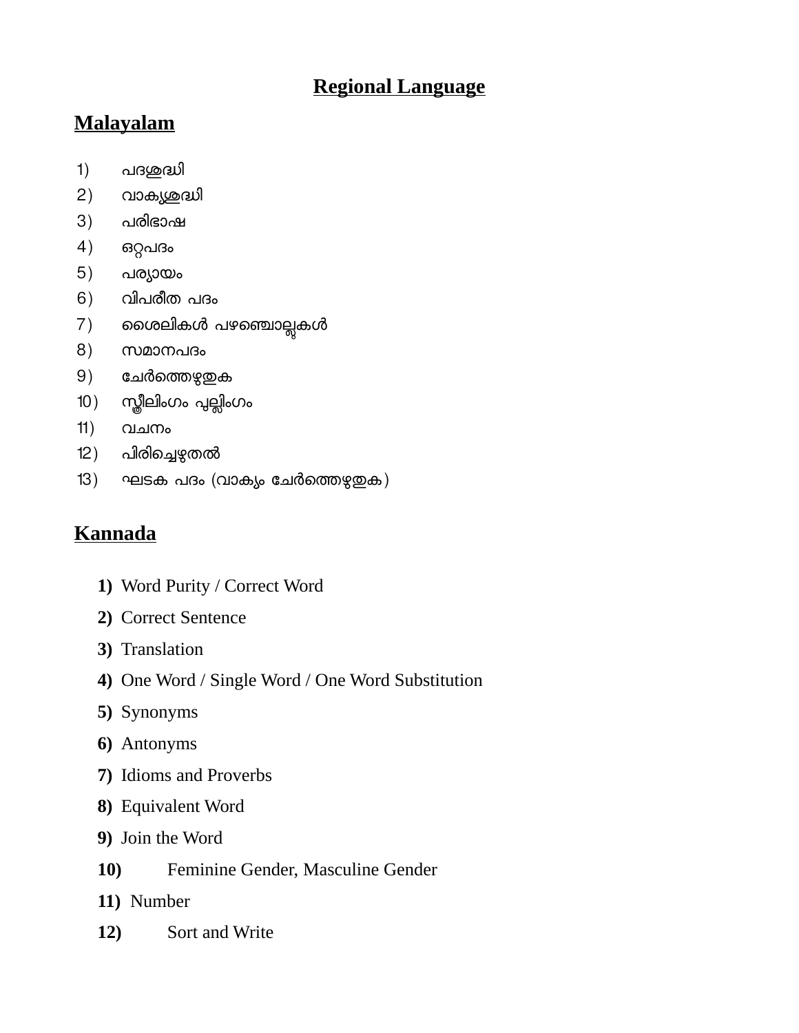# Regional Language

## Malayalam

1) പദശുദ്ധി
2) വാക്യശുദ്ധി
3) പരിഭാഷ
4) ഒറ്റപദം
5) പര്യായം
6) വിപരീത പദം
7) ശൈലികൾ പഴഞ്ചൊല്ലുകൾ
8) സമാനപദം
9) ചേർത്തെഴുതുക
10) സ്ത്രീലിംഗം പുല്ലിംഗം
11) വചനം
12) പിരിച്ചെഴുതൽ
13) ഘടക പദം (വാക്യം ചേർത്തെഴുതുക)

## Kannada

1) Word Purity / Correct Word
2) Correct Sentence
3) Translation
4) One Word / Single Word / One Word Substitution
5) Synonyms
6) Antonyms
7) Idioms and Proverbs
8) Equivalent Word
9) Join the Word
10) Feminine Gender, Masculine Gender
11) Number
12) Sort and Write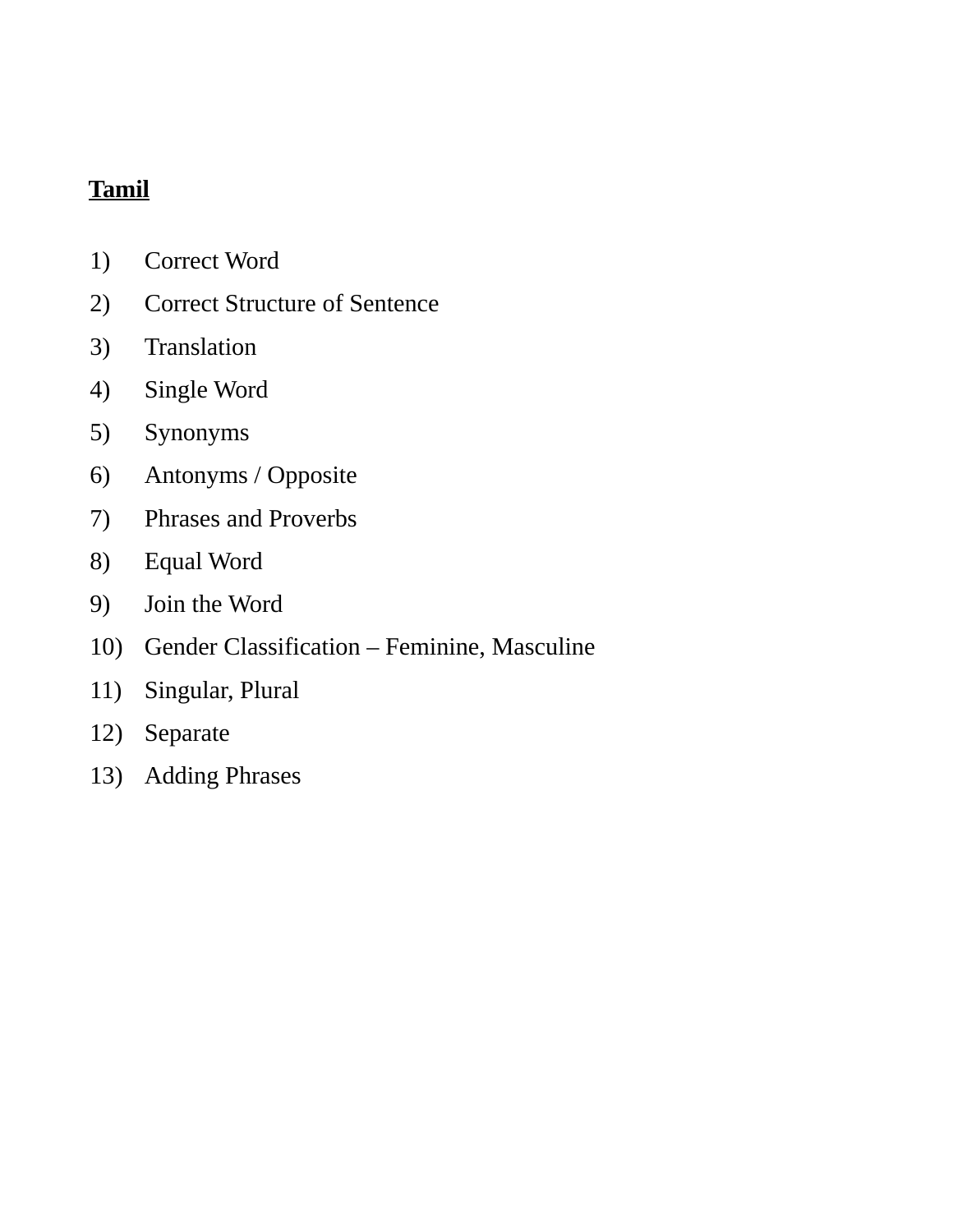**Tamil**

1) Correct Word
2) Correct Structure of Sentence
3) Translation
4) Single Word
5) Synonyms
6) Antonyms / Opposite
7) Phrases and Proverbs
8) Equal Word
9) Join the Word
10) Gender Classification – Feminine, Masculine
11) Singular, Plural
12) Separate
13) Adding Phrases